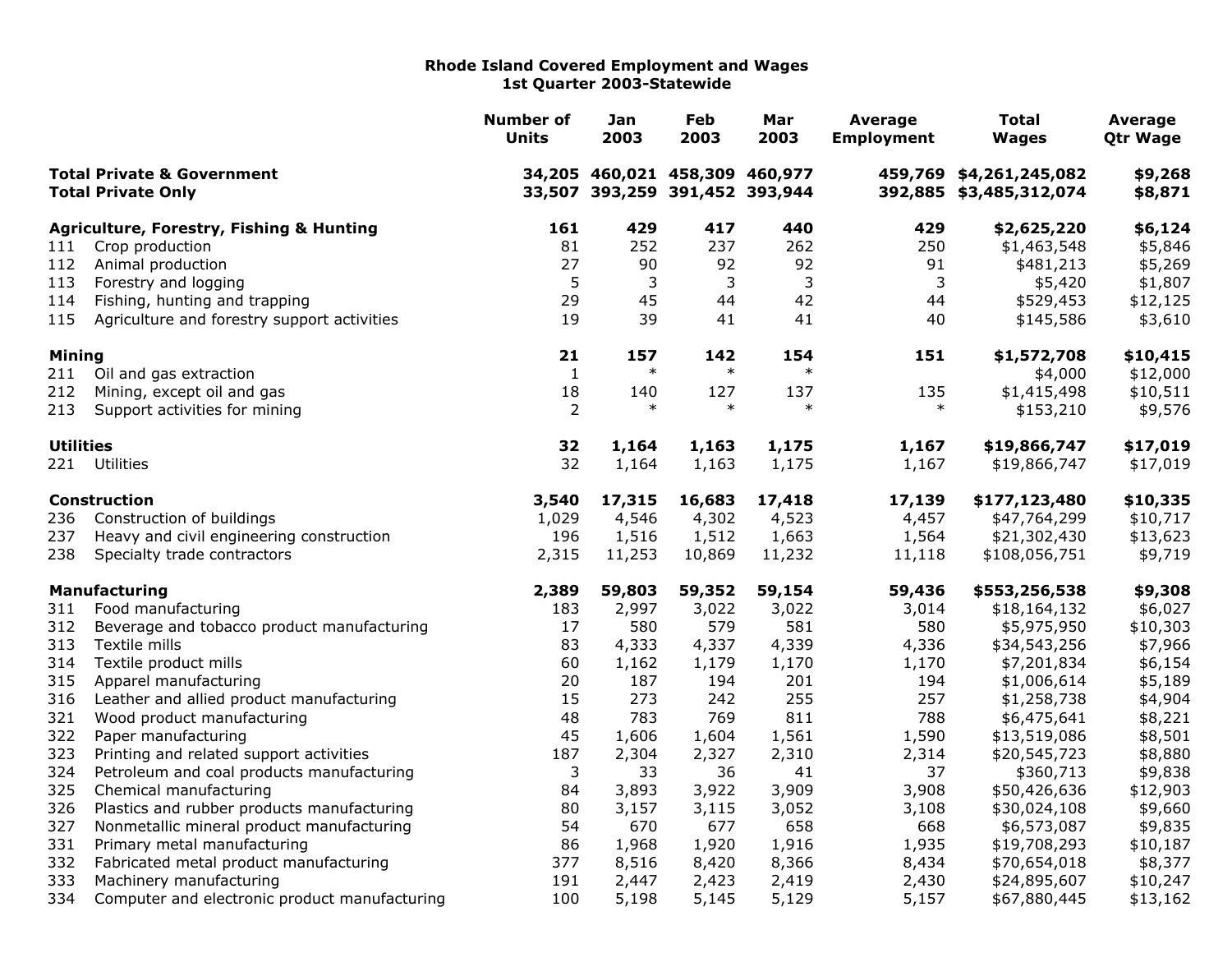# Rhode Island Covered Employment and Wages
## 1st Quarter 2003-Statewide

| Code | Industry | Number of Units | Jan 2003 | Feb 2003 | Mar 2003 | Average Employment | Total Wages | Average Qtr Wage |
|---|---|---|---|---|---|---|---|---|
| | **Total Private & Government** | **34,205** | **460,021** | **458,309** | **460,977** | **459,769** | **$4,261,245,082** | **$9,268** |
| | **Total Private Only** | **33,507** | **393,259** | **391,452** | **393,944** | **392,885** | **$3,485,312,074** | **$8,871** |
| | **Agriculture, Forestry, Fishing & Hunting** | **161** | **429** | **417** | **440** | **429** | **$2,625,220** | **$6,124** |
| 111 | Crop production | 81 | 252 | 237 | 262 | 250 | $1,463,548 | $5,846 |
| 112 | Animal production | 27 | 90 | 92 | 92 | 91 | $481,213 | $5,269 |
| 113 | Forestry and logging | 5 | 3 | 3 | 3 | 3 | $5,420 | $1,807 |
| 114 | Fishing, hunting and trapping | 29 | 45 | 44 | 42 | 44 | $529,453 | $12,125 |
| 115 | Agriculture and forestry support activities | 19 | 39 | 41 | 41 | 40 | $145,586 | $3,610 |
| | **Mining** | **21** | **157** | **142** | **154** | **151** | **$1,572,708** | **$10,415** |
| 211 | Oil and gas extraction | 1 | * | * | * | | $4,000 | $12,000 |
| 212 | Mining, except oil and gas | 18 | 140 | 127 | 137 | 135 | $1,415,498 | $10,511 |
| 213 | Support activities for mining | 2 | * | * | * | * | $153,210 | $9,576 |
| | **Utilities** | **32** | **1,164** | **1,163** | **1,175** | **1,167** | **$19,866,747** | **$17,019** |
| 221 | Utilities | 32 | 1,164 | 1,163 | 1,175 | 1,167 | $19,866,747 | $17,019 |
| | **Construction** | **3,540** | **17,315** | **16,683** | **17,418** | **17,139** | **$177,123,480** | **$10,335** |
| 236 | Construction of buildings | 1,029 | 4,546 | 4,302 | 4,523 | 4,457 | $47,764,299 | $10,717 |
| 237 | Heavy and civil engineering construction | 196 | 1,516 | 1,512 | 1,663 | 1,564 | $21,302,430 | $13,623 |
| 238 | Specialty trade contractors | 2,315 | 11,253 | 10,869 | 11,232 | 11,118 | $108,056,751 | $9,719 |
| | **Manufacturing** | **2,389** | **59,803** | **59,352** | **59,154** | **59,436** | **$553,256,538** | **$9,308** |
| 311 | Food manufacturing | 183 | 2,997 | 3,022 | 3,022 | 3,014 | $18,164,132 | $6,027 |
| 312 | Beverage and tobacco product manufacturing | 17 | 580 | 579 | 581 | 580 | $5,975,950 | $10,303 |
| 313 | Textile mills | 83 | 4,333 | 4,337 | 4,339 | 4,336 | $34,543,256 | $7,966 |
| 314 | Textile product mills | 60 | 1,162 | 1,179 | 1,170 | 1,170 | $7,201,834 | $6,154 |
| 315 | Apparel manufacturing | 20 | 187 | 194 | 201 | 194 | $1,006,614 | $5,189 |
| 316 | Leather and allied product manufacturing | 15 | 273 | 242 | 255 | 257 | $1,258,738 | $4,904 |
| 321 | Wood product manufacturing | 48 | 783 | 769 | 811 | 788 | $6,475,641 | $8,221 |
| 322 | Paper manufacturing | 45 | 1,606 | 1,604 | 1,561 | 1,590 | $13,519,086 | $8,501 |
| 323 | Printing and related support activities | 187 | 2,304 | 2,327 | 2,310 | 2,314 | $20,545,723 | $8,880 |
| 324 | Petroleum and coal products manufacturing | 3 | 33 | 36 | 41 | 37 | $360,713 | $9,838 |
| 325 | Chemical manufacturing | 84 | 3,893 | 3,922 | 3,909 | 3,908 | $50,426,636 | $12,903 |
| 326 | Plastics and rubber products manufacturing | 80 | 3,157 | 3,115 | 3,052 | 3,108 | $30,024,108 | $9,660 |
| 327 | Nonmetallic mineral product manufacturing | 54 | 670 | 677 | 658 | 668 | $6,573,087 | $9,835 |
| 331 | Primary metal manufacturing | 86 | 1,968 | 1,920 | 1,916 | 1,935 | $19,708,293 | $10,187 |
| 332 | Fabricated metal product manufacturing | 377 | 8,516 | 8,420 | 8,366 | 8,434 | $70,654,018 | $8,377 |
| 333 | Machinery manufacturing | 191 | 2,447 | 2,423 | 2,419 | 2,430 | $24,895,607 | $10,247 |
| 334 | Computer and electronic product manufacturing | 100 | 5,198 | 5,145 | 5,129 | 5,157 | $67,880,445 | $13,162 |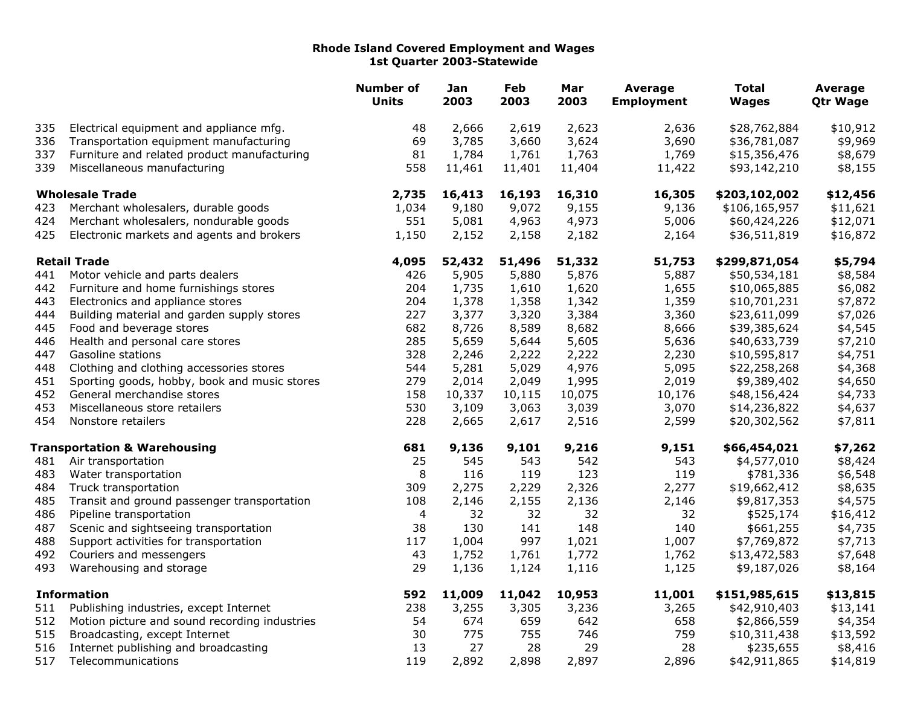**Rhode Island Covered Employment and Wages**
**1st Quarter 2003-Statewide**

| | | Number of Units | Jan 2003 | Feb 2003 | Mar 2003 | Average Employment | Total Wages | Average Qtr Wage |
|---|---|---|---|---|---|---|---|---|
| 335 | Electrical equipment and appliance mfg. | 48 | 2,666 | 2,619 | 2,623 | 2,636 | $28,762,884 | $10,912 |
| 336 | Transportation equipment manufacturing | 69 | 3,785 | 3,660 | 3,624 | 3,690 | $36,781,087 | $9,969 |
| 337 | Furniture and related product manufacturing | 81 | 1,784 | 1,761 | 1,763 | 1,769 | $15,356,476 | $8,679 |
| 339 | Miscellaneous manufacturing | 558 | 11,461 | 11,401 | 11,404 | 11,422 | $93,142,210 | $8,155 |
| | **Wholesale Trade** | **2,735** | **16,413** | **16,193** | **16,310** | **16,305** | **$203,102,002** | **$12,456** |
| 423 | Merchant wholesalers, durable goods | 1,034 | 9,180 | 9,072 | 9,155 | 9,136 | $106,165,957 | $11,621 |
| 424 | Merchant wholesalers, nondurable goods | 551 | 5,081 | 4,963 | 4,973 | 5,006 | $60,424,226 | $12,071 |
| 425 | Electronic markets and agents and brokers | 1,150 | 2,152 | 2,158 | 2,182 | 2,164 | $36,511,819 | $16,872 |
| | **Retail Trade** | **4,095** | **52,432** | **51,496** | **51,332** | **51,753** | **$299,871,054** | **$5,794** |
| 441 | Motor vehicle and parts dealers | 426 | 5,905 | 5,880 | 5,876 | 5,887 | $50,534,181 | $8,584 |
| 442 | Furniture and home furnishings stores | 204 | 1,735 | 1,610 | 1,620 | 1,655 | $10,065,885 | $6,082 |
| 443 | Electronics and appliance stores | 204 | 1,378 | 1,358 | 1,342 | 1,359 | $10,701,231 | $7,872 |
| 444 | Building material and garden supply stores | 227 | 3,377 | 3,320 | 3,384 | 3,360 | $23,611,099 | $7,026 |
| 445 | Food and beverage stores | 682 | 8,726 | 8,589 | 8,682 | 8,666 | $39,385,624 | $4,545 |
| 446 | Health and personal care stores | 285 | 5,659 | 5,644 | 5,605 | 5,636 | $40,633,739 | $7,210 |
| 447 | Gasoline stations | 328 | 2,246 | 2,222 | 2,222 | 2,230 | $10,595,817 | $4,751 |
| 448 | Clothing and clothing accessories stores | 544 | 5,281 | 5,029 | 4,976 | 5,095 | $22,258,268 | $4,368 |
| 451 | Sporting goods, hobby, book and music stores | 279 | 2,014 | 2,049 | 1,995 | 2,019 | $9,389,402 | $4,650 |
| 452 | General merchandise stores | 158 | 10,337 | 10,115 | 10,075 | 10,176 | $48,156,424 | $4,733 |
| 453 | Miscellaneous store retailers | 530 | 3,109 | 3,063 | 3,039 | 3,070 | $14,236,822 | $4,637 |
| 454 | Nonstore retailers | 228 | 2,665 | 2,617 | 2,516 | 2,599 | $20,302,562 | $7,811 |
| | **Transportation & Warehousing** | **681** | **9,136** | **9,101** | **9,216** | **9,151** | **$66,454,021** | **$7,262** |
| 481 | Air transportation | 25 | 545 | 543 | 542 | 543 | $4,577,010 | $8,424 |
| 483 | Water transportation | 8 | 116 | 119 | 123 | 119 | $781,336 | $6,548 |
| 484 | Truck transportation | 309 | 2,275 | 2,229 | 2,326 | 2,277 | $19,662,412 | $8,635 |
| 485 | Transit and ground passenger transportation | 108 | 2,146 | 2,155 | 2,136 | 2,146 | $9,817,353 | $4,575 |
| 486 | Pipeline transportation | 4 | 32 | 32 | 32 | 32 | $525,174 | $16,412 |
| 487 | Scenic and sightseeing transportation | 38 | 130 | 141 | 148 | 140 | $661,255 | $4,735 |
| 488 | Support activities for transportation | 117 | 1,004 | 997 | 1,021 | 1,007 | $7,769,872 | $7,713 |
| 492 | Couriers and messengers | 43 | 1,752 | 1,761 | 1,772 | 1,762 | $13,472,583 | $7,648 |
| 493 | Warehousing and storage | 29 | 1,136 | 1,124 | 1,116 | 1,125 | $9,187,026 | $8,164 |
| | **Information** | **592** | **11,009** | **11,042** | **10,953** | **11,001** | **$151,985,615** | **$13,815** |
| 511 | Publishing industries, except Internet | 238 | 3,255 | 3,305 | 3,236 | 3,265 | $42,910,403 | $13,141 |
| 512 | Motion picture and sound recording industries | 54 | 674 | 659 | 642 | 658 | $2,866,559 | $4,354 |
| 515 | Broadcasting, except Internet | 30 | 775 | 755 | 746 | 759 | $10,311,438 | $13,592 |
| 516 | Internet publishing and broadcasting | 13 | 27 | 28 | 29 | 28 | $235,655 | $8,416 |
| 517 | Telecommunications | 119 | 2,892 | 2,898 | 2,897 | 2,896 | $42,911,865 | $14,819 |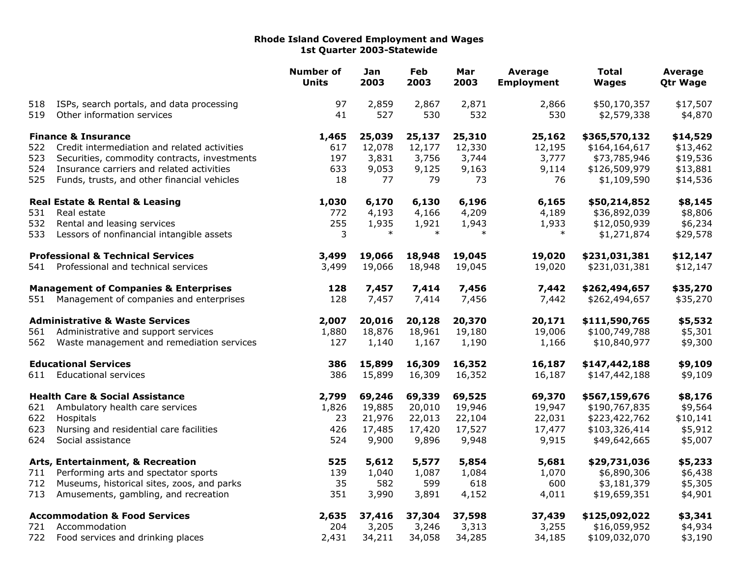**Rhode Island Covered Employment and Wages**
**1st Quarter 2003-Statewide**

| | | Number of Units | Jan 2003 | Feb 2003 | Mar 2003 | Average Employment | Total Wages | Average Qtr Wage |
|---|---|---|---|---|---|---|---|---|
| 518 | ISPs, search portals, and data processing | 97 | 2,859 | 2,867 | 2,871 | 2,866 | $50,170,357 | $17,507 |
| 519 | Other information services | 41 | 527 | 530 | 532 | 530 | $2,579,338 | $4,870 |
| | **Finance & Insurance** | **1,465** | **25,039** | **25,137** | **25,310** | **25,162** | **$365,570,132** | **$14,529** |
| 522 | Credit intermediation and related activities | 617 | 12,078 | 12,177 | 12,330 | 12,195 | $164,164,617 | $13,462 |
| 523 | Securities, commodity contracts, investments | 197 | 3,831 | 3,756 | 3,744 | 3,777 | $73,785,946 | $19,536 |
| 524 | Insurance carriers and related activities | 633 | 9,053 | 9,125 | 9,163 | 9,114 | $126,509,979 | $13,881 |
| 525 | Funds, trusts, and other financial vehicles | 18 | 77 | 79 | 73 | 76 | $1,109,590 | $14,536 |
| | **Real Estate & Rental & Leasing** | **1,030** | **6,170** | **6,130** | **6,196** | **6,165** | **$50,214,852** | **$8,145** |
| 531 | Real estate | 772 | 4,193 | 4,166 | 4,209 | 4,189 | $36,892,039 | $8,806 |
| 532 | Rental and leasing services | 255 | 1,935 | 1,921 | 1,943 | 1,933 | $12,050,939 | $6,234 |
| 533 | Lessors of nonfinancial intangible assets | 3 | * | * | * | * | $1,271,874 | $29,578 |
| | **Professional & Technical Services** | **3,499** | **19,066** | **18,948** | **19,045** | **19,020** | **$231,031,381** | **$12,147** |
| 541 | Professional and technical services | 3,499 | 19,066 | 18,948 | 19,045 | 19,020 | $231,031,381 | $12,147 |
| | **Management of Companies & Enterprises** | **128** | **7,457** | **7,414** | **7,456** | **7,442** | **$262,494,657** | **$35,270** |
| 551 | Management of companies and enterprises | 128 | 7,457 | 7,414 | 7,456 | 7,442 | $262,494,657 | $35,270 |
| | **Administrative & Waste Services** | **2,007** | **20,016** | **20,128** | **20,370** | **20,171** | **$111,590,765** | **$5,532** |
| 561 | Administrative and support services | 1,880 | 18,876 | 18,961 | 19,180 | 19,006 | $100,749,788 | $5,301 |
| 562 | Waste management and remediation services | 127 | 1,140 | 1,167 | 1,190 | 1,166 | $10,840,977 | $9,300 |
| | **Educational Services** | **386** | **15,899** | **16,309** | **16,352** | **16,187** | **$147,442,188** | **$9,109** |
| 611 | Educational services | 386 | 15,899 | 16,309 | 16,352 | 16,187 | $147,442,188 | $9,109 |
| | **Health Care & Social Assistance** | **2,799** | **69,246** | **69,339** | **69,525** | **69,370** | **$567,159,676** | **$8,176** |
| 621 | Ambulatory health care services | 1,826 | 19,885 | 20,010 | 19,946 | 19,947 | $190,767,835 | $9,564 |
| 622 | Hospitals | 23 | 21,976 | 22,013 | 22,104 | 22,031 | $223,422,762 | $10,141 |
| 623 | Nursing and residential care facilities | 426 | 17,485 | 17,420 | 17,527 | 17,477 | $103,326,414 | $5,912 |
| 624 | Social assistance | 524 | 9,900 | 9,896 | 9,948 | 9,915 | $49,642,665 | $5,007 |
| | **Arts, Entertainment, & Recreation** | **525** | **5,612** | **5,577** | **5,854** | **5,681** | **$29,731,036** | **$5,233** |
| 711 | Performing arts and spectator sports | 139 | 1,040 | 1,087 | 1,084 | 1,070 | $6,890,306 | $6,438 |
| 712 | Museums, historical sites, zoos, and parks | 35 | 582 | 599 | 618 | 600 | $3,181,379 | $5,305 |
| 713 | Amusements, gambling, and recreation | 351 | 3,990 | 3,891 | 4,152 | 4,011 | $19,659,351 | $4,901 |
| | **Accommodation & Food Services** | **2,635** | **37,416** | **37,304** | **37,598** | **37,439** | **$125,092,022** | **$3,341** |
| 721 | Accommodation | 204 | 3,205 | 3,246 | 3,313 | 3,255 | $16,059,952 | $4,934 |
| 722 | Food services and drinking places | 2,431 | 34,211 | 34,058 | 34,285 | 34,185 | $109,032,070 | $3,190 |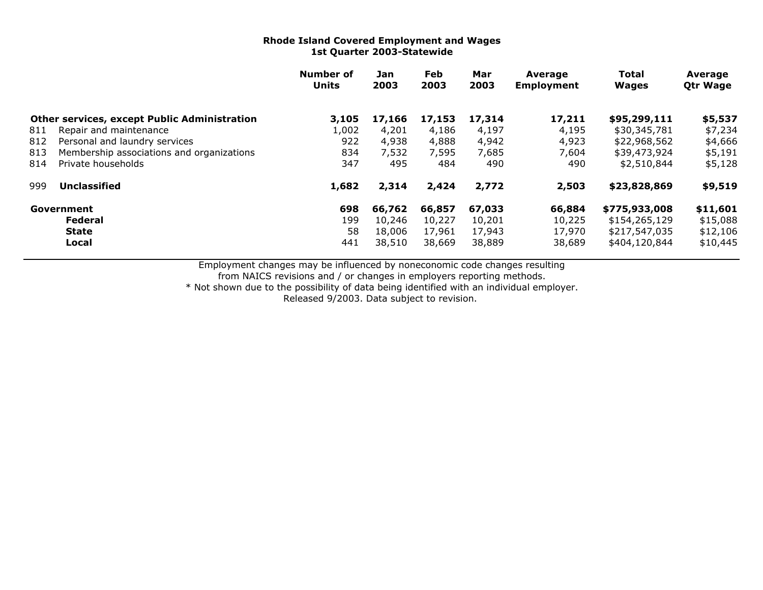**Rhode Island Covered Employment and Wages**
**1st Quarter 2003-Statewide**

| | | Number of Units | Jan 2003 | Feb 2003 | Mar 2003 | Average Employment | Total Wages | Average Qtr Wage |
|---|---|---|---|---|---|---|---|---|
| | **Other services, except Public Administration** | **3,105** | **17,166** | **17,153** | **17,314** | **17,211** | **$95,299,111** | **$5,537** |
| 811 | Repair and maintenance | 1,002 | 4,201 | 4,186 | 4,197 | 4,195 | $30,345,781 | $7,234 |
| 812 | Personal and laundry services | 922 | 4,938 | 4,888 | 4,942 | 4,923 | $22,968,562 | $4,666 |
| 813 | Membership associations and organizations | 834 | 7,532 | 7,595 | 7,685 | 7,604 | $39,473,924 | $5,191 |
| 814 | Private households | 347 | 495 | 484 | 490 | 490 | $2,510,844 | $5,128 |
| 999 | **Unclassified** | **1,682** | **2,314** | **2,424** | **2,772** | **2,503** | **$23,828,869** | **$9,519** |
| | **Government** | **698** | **66,762** | **66,857** | **67,033** | **66,884** | **$775,933,008** | **$11,601** |
| | **Federal** | 199 | 10,246 | 10,227 | 10,201 | 10,225 | $154,265,129 | $15,088 |
| | **State** | 58 | 18,006 | 17,961 | 17,943 | 17,970 | $217,547,035 | $12,106 |
| | **Local** | 441 | 38,510 | 38,669 | 38,889 | 38,689 | $404,120,844 | $10,445 |

Employment changes may be influenced by noneconomic code changes resulting from NAICS revisions and / or changes in employers reporting methods.
* Not shown due to the possibility of data being identified with an individual employer.
Released 9/2003. Data subject to revision.